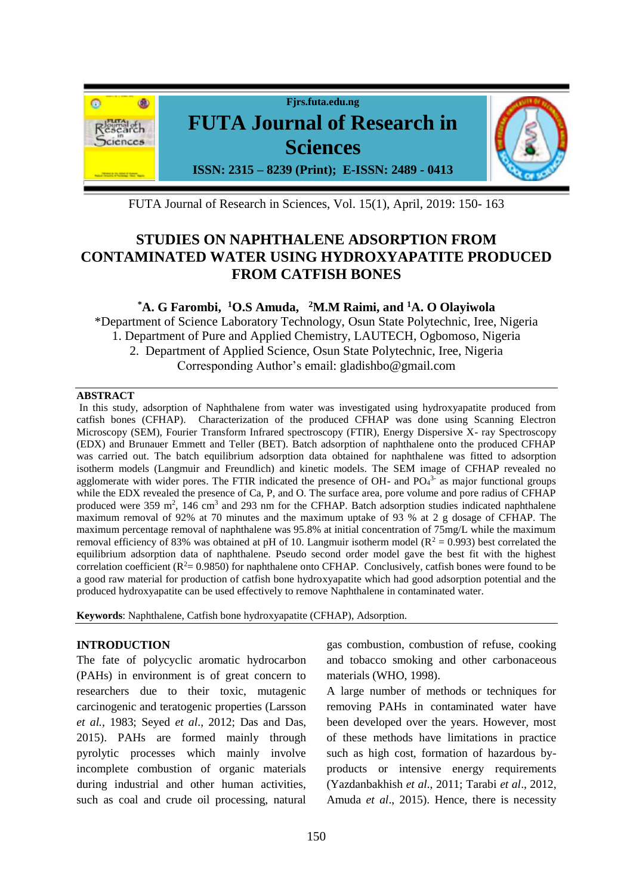# STUDIES ON NAPHTHALENE ADSORPTION FROM CONTAMINATED WATER USING HYDROXYAPATITE PRODUCED FROM CATFISH BONES

**[*]A. G Farombi, [1]O.S Amuda, [2]M.M Raimi, and [1]A. O Olayiwola**

*Department of Science Laboratory Technology, Osun State Polytechnic, Iree, Nigeria

1. Department of Pure and Applied Chemistry, LAUTECH, Ogbomoso, Nigeria
2. Department of Applied Science, Osun State Polytechnic, Iree, Nigeria

Corresponding Author's email: gladishbo@gmail.com

## ABSTRACT

In this study, adsorption of Naphthalene from water was investigated using hydroxyapatite produced from catfish bones (CFHAP). Characterization of the produced CFHAP was done using Scanning Electron Microscopy (SEM), Fourier Transform Infrared spectroscopy (FTIR), Energy Dispersive X- ray Spectroscopy (EDX) and Brunauer Emmett and Teller (BET). Batch adsorption of naphthalene onto the produced CFHAP was carried out. The batch equilibrium adsorption data obtained for naphthalene was fitted to adsorption isotherm models (Langmuir and Freundlich) and kinetic models. The SEM image of CFHAP revealed no agglomerate with wider pores. The FTIR indicated the presence of OH- and $PO_4^{3-}$ as major functional groups while the EDX revealed the presence of Ca, P, and O. The surface area, pore volume and pore radius of CFHAP produced were 359 $m^2$, 146 $cm^3$ and 293 nm for the CFHAP. Batch adsorption studies indicated naphthalene maximum removal of 92% at 70 minutes and the maximum uptake of 93 % at 2 g dosage of CFHAP. The maximum percentage removal of naphthalene was 95.8% at initial concentration of 75mg/L while the maximum removal efficiency of 83% was obtained at pH of 10. Langmuir isotherm model ($R^2$ = 0.993) best correlated the equilibrium adsorption data of naphthalene. Pseudo second order model gave the best fit with the highest correlation coefficient ($R^2$= 0.9850) for naphthalene onto CFHAP. Conclusively, catfish bones were found to be a good raw material for production of catfish bone hydroxyapatite which had good adsorption potential and the produced hydroxyapatite can be used effectively to remove Naphthalene in contaminated water.

**Keywords**: Naphthalene, Catfish bone hydroxyapatite (CFHAP), Adsorption.

## INTRODUCTION

The fate of polycyclic aromatic hydrocarbon (PAHs) in environment is of great concern to researchers due to their toxic, mutagenic carcinogenic and teratogenic properties (Larsson *et al.*, 1983; Seyed *et al*., 2012; Das and Das, 2015). PAHs are formed mainly through pyrolytic processes which mainly involve incomplete combustion of organic materials during industrial and other human activities, such as coal and crude oil processing, natural gas combustion, combustion of refuse, cooking and tobacco smoking and other carbonaceous materials (WHO, 1998).

A large number of methods or techniques for removing PAHs in contaminated water have been developed over the years. However, most of these methods have limitations in practice such as high cost, formation of hazardous by-products or intensive energy requirements (Yazdanbakhish *et al.*, 2011; Tarabi *et al*., 2012, Amuda *et al*., 2015). Hence, there is necessity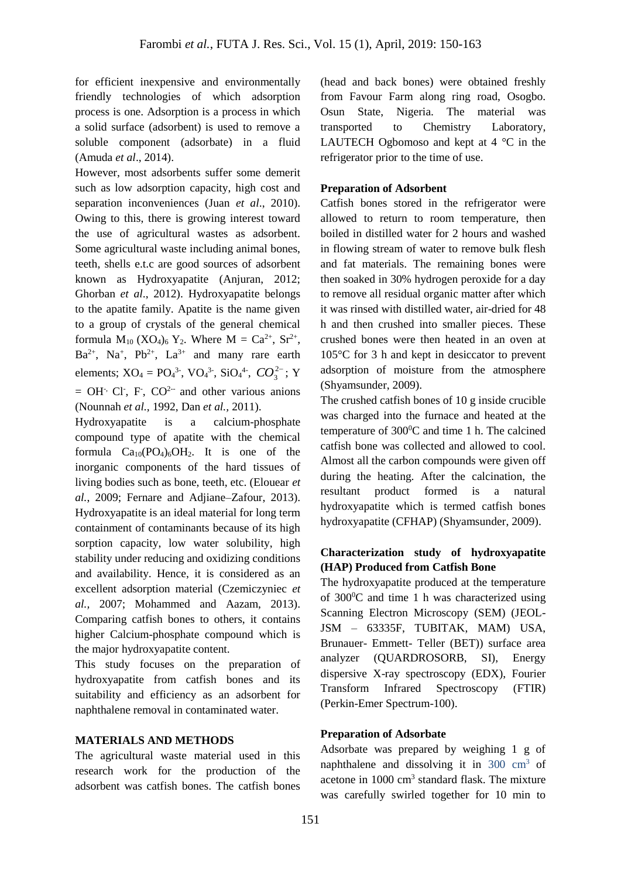for efficient inexpensive and environmentally friendly technologies of which adsorption process is one. Adsorption is a process in which a solid surface (adsorbent) is used to remove a soluble component (adsorbate) in a fluid (Amuda *et al*., 2014).

However, most adsorbents suffer some demerit such as low adsorption capacity, high cost and separation inconveniences (Juan *et al*., 2010). Owing to this, there is growing interest toward the use of agricultural wastes as adsorbent. Some agricultural waste including animal bones, teeth, shells e.t.c are good sources of adsorbent known as Hydroxyapatite (Anjuran, 2012; Ghorban *et al*., 2012). Hydroxyapatite belongs to the apatite family. Apatite is the name given to a group of crystals of the general chemical formula $M_{10} (XO_4)_6 Y_2$. Where M = $Ca^{2+}$, $Sr^{2+}$, $Ba^{2+}$, $Na^{+}$, $Pb^{2+}$, $La^{3+}$ and many rare earth elements; $XO_4$ = $PO_4^{3-}$, $VO_4^{3-}$, $SiO_4^{4-}$, $CO_3^{2-}$; Y = $OH^{-}$, $Cl^{-}$, $F^{-}$, $CO^{2-}$ and other various anions (Nounnah *et al.*, 1992, Dan *et al.*, 2011).

Hydroxyapatite is a calcium-phosphate compound type of apatite with the chemical formula $Ca_{10}(PO_4)_6OH_2$. It is one of the inorganic components of the hard tissues of living bodies such as bone, teeth, etc. (Elouear *et al.*, 2009; Fernare and Adjiane–Zafour, 2013). Hydroxyapatite is an ideal material for long term containment of contaminants because of its high sorption capacity, low water solubility, high stability under reducing and oxidizing conditions and availability. Hence, it is considered as an excellent adsorption material (Czemiczyniec *et al.*, 2007; Mohammed and Aazam, 2013). Comparing catfish bones to others, it contains higher Calcium-phosphate compound which is the major hydroxyapatite content.

This study focuses on the preparation of hydroxyapatite from catfish bones and its suitability and efficiency as an adsorbent for naphthalene removal in contaminated water.

## MATERIALS AND METHODS

The agricultural waste material used in this research work for the production of the adsorbent was catfish bones. The catfish bones (head and back bones) were obtained freshly from Favour Farm along ring road, Osogbo. Osun State, Nigeria. The material was transported to Chemistry Laboratory, LAUTECH Ogbomoso and kept at 4 °C in the refrigerator prior to the time of use.

### Preparation of Adsorbent

Catfish bones stored in the refrigerator were allowed to return to room temperature, then boiled in distilled water for 2 hours and washed in flowing stream of water to remove bulk flesh and fat materials. The remaining bones were then soaked in 30% hydrogen peroxide for a day to remove all residual organic matter after which it was rinsed with distilled water, air-dried for 48 h and then crushed into smaller pieces. These crushed bones were then heated in an oven at 105°C for 3 h and kept in desiccator to prevent adsorption of moisture from the atmosphere (Shyamsunder, 2009).

The crushed catfish bones of 10 g inside crucible was charged into the furnace and heated at the temperature of $300^0$C and time 1 h. The calcined catfish bone was collected and allowed to cool. Almost all the carbon compounds were given off during the heating. After the calcination, the resultant product formed is a natural hydroxyapatite which is termed catfish bones hydroxyapatite (CFHAP) (Shyamsunder, 2009).

### Characterization study of hydroxyapatite (HAP) Produced from Catfish Bone

The hydroxyapatite produced at the temperature of $300^0$C and time 1 h was characterized using Scanning Electron Microscopy (SEM) (JEOL-JSM – 63335F, TUBITAK, MAM) USA, Brunauer- Emmett- Teller (BET)) surface area analyzer (QUARDROSORB, SI), Energy dispersive X-ray spectroscopy (EDX), Fourier Transform Infrared Spectroscopy (FTIR) (Perkin-Emer Spectrum-100).

### Preparation of Adsorbate

Adsorbate was prepared by weighing 1 g of naphthalene and dissolving it in 300 $cm^3$ of acetone in 1000 $cm^3$ standard flask. The mixture was carefully swirled together for 10 min to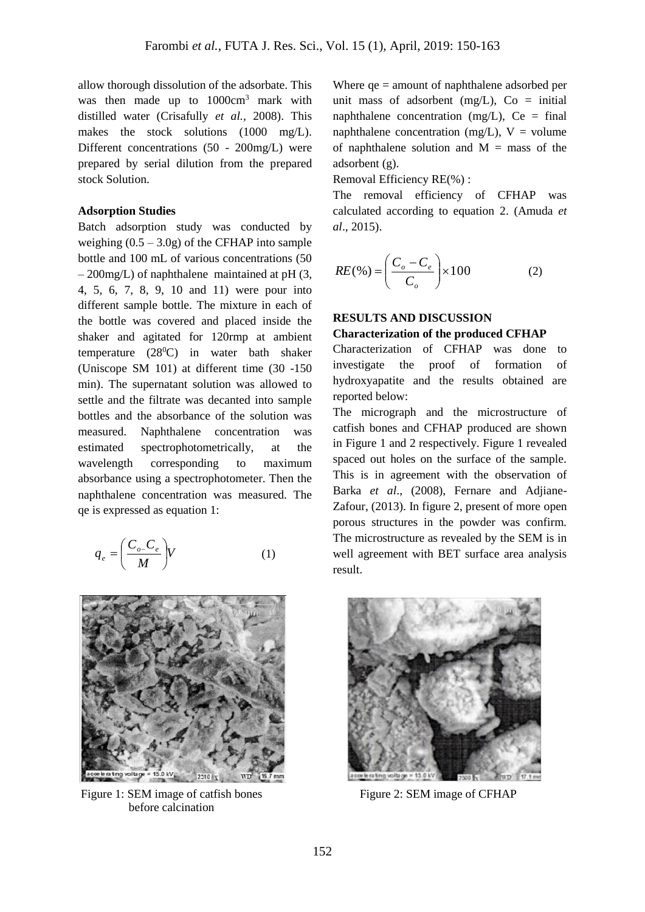allow thorough dissolution of the adsorbate. This was then made up to 1000cm$^3$ mark with distilled water (Crisafully *et al.*, 2008). This makes the stock solutions (1000 mg/L). Different concentrations (50 - 200mg/L) were prepared by serial dilution from the prepared stock Solution.

**Adsorption Studies**

Batch adsorption study was conducted by weighing (0.5 – 3.0g) of the CFHAP into sample bottle and 100 mL of various concentrations (50 – 200mg/L) of naphthalene maintained at pH (3, 4, 5, 6, 7, 8, 9, 10 and 11) were pour into different sample bottle. The mixture in each of the bottle was covered and placed inside the shaker and agitated for 120rmp at ambient temperature (28$^0$C) in water bath shaker (Uniscope SM 101) at different time (30 -150 min). The supernatant solution was allowed to settle and the filtrate was decanted into sample bottles and the absorbance of the solution was measured. Naphthalene concentration was estimated spectrophotometrically, at the wavelength corresponding to maximum absorbance using a spectrophotometer. Then the naphthalene concentration was measured. The qe is expressed as equation 1:

$$q_e = \left(\frac{C_{o-}C_e}{M}\right)V \qquad (1)$$

Where qe = amount of naphthalene adsorbed per unit mass of adsorbent (mg/L), Co = initial naphthalene concentration (mg/L), Ce = final naphthalene concentration (mg/L), V = volume of naphthalene solution and M = mass of the adsorbent (g).

Removal Efficiency RE(%) :

The removal efficiency of CFHAP was calculated according to equation 2. (Amuda *et al*., 2015).

$$RE(\%) = \left(\frac{C_o - C_e}{C_o}\right) \times 100 \qquad (2)$$

**RESULTS AND DISCUSSION**

**Characterization of the produced CFHAP**

Characterization of CFHAP was done to investigate the proof of formation of hydroxyapatite and the results obtained are reported below:

The micrograph and the microstructure of catfish bones and CFHAP produced are shown in Figure 1 and 2 respectively. Figure 1 revealed spaced out holes on the surface of the sample. This is in agreement with the observation of Barka *et al*., (2008), Fernare and Adjiane-Zafour, (2013). In figure 2, present of more open porous structures in the powder was confirm. The microstructure as revealed by the SEM is in well agreement with BET surface area analysis result.

Figure 1: SEM image of catfish bones before calcination

Figure 2: SEM image of CFHAP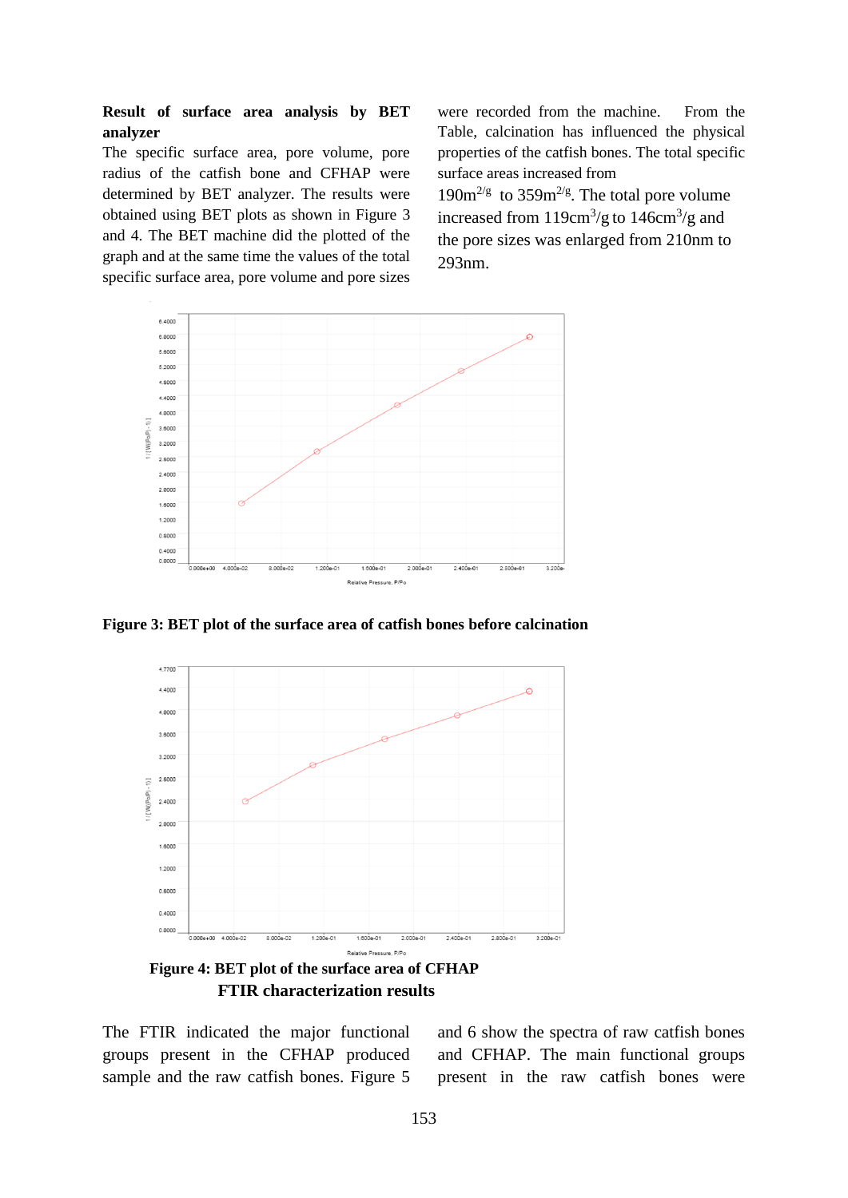### Result of surface area analysis by BET analyzer

The specific surface area, pore volume, pore radius of the catfish bone and CFHAP were determined by BET analyzer. The results were obtained using BET plots as shown in Figure 3 and 4. The BET machine did the plotted of the graph and at the same time the values of the total specific surface area, pore volume and pore sizes were recorded from the machine. From the Table, calcination has influenced the physical properties of the catfish bones. The total specific surface areas increased from $190m^{2/g}$ to $359m^{2/g}$. The total pore volume increased from $119cm^3/g$ to $146cm^3/g$ and the pore sizes was enlarged from 210nm to 293nm.

**Figure 3: BET plot of the surface area of catfish bones before calcination**

**Figure 4: BET plot of the surface area of CFHAP**

### FTIR characterization results

The FTIR indicated the major functional groups present in the CFHAP produced sample and the raw catfish bones. Figure 5 and 6 show the spectra of raw catfish bones and CFHAP. The main functional groups present in the raw catfish bones were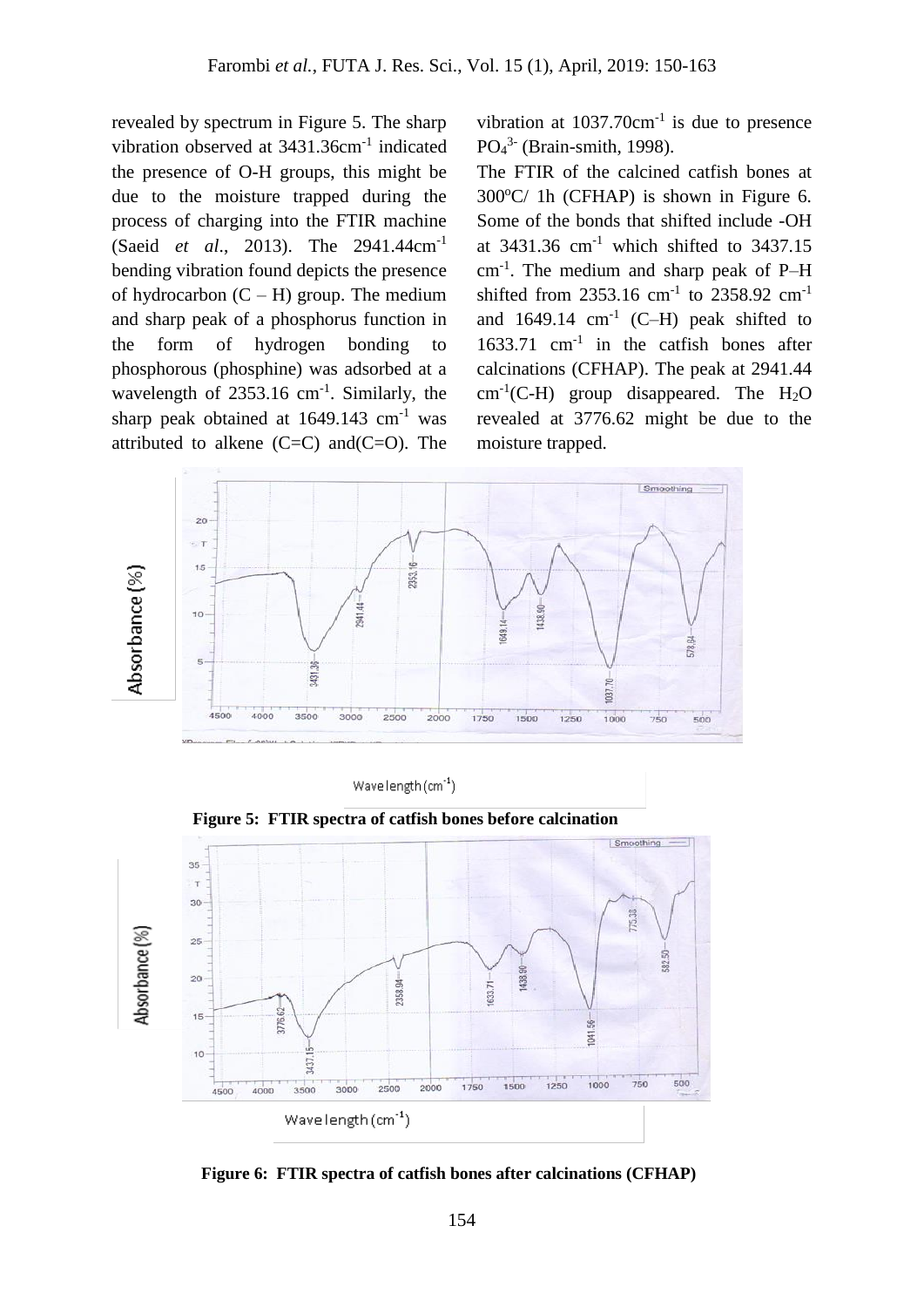revealed by spectrum in Figure 5. The sharp vibration observed at 3431.36cm$^{-1}$ indicated the presence of O-H groups, this might be due to the moisture trapped during the process of charging into the FTIR machine (Saeid *et al*., 2013). The 2941.44cm$^{-1}$ bending vibration found depicts the presence of hydrocarbon (C – H) group. The medium and sharp peak of a phosphorus function in the form of hydrogen bonding to phosphorous (phosphine) was adsorbed at a wavelength of 2353.16 cm$^{-1}$. Similarly, the sharp peak obtained at 1649.143 cm$^{-1}$ was attributed to alkene (C=C) and(C=O). The vibration at 1037.70cm$^{-1}$ is due to presence $PO_4^{3-}$ (Brain-smith, 1998).

The FTIR of the calcined catfish bones at 300$^{o}$C/ 1h (CFHAP) is shown in Figure 6. Some of the bonds that shifted include -OH at 3431.36 cm$^{-1}$ which shifted to 3437.15 cm$^{-1}$. The medium and sharp peak of P–H shifted from 2353.16 cm$^{-1}$ to 2358.92 cm$^{-1}$ and 1649.14 cm$^{-1}$ (C–H) peak shifted to 1633.71 cm$^{-1}$ in the catfish bones after calcinations (CFHAP). The peak at 2941.44 cm$^{-1}$(C-H) group disappeared. The $H_2O$ revealed at 3776.62 might be due to the moisture trapped.

**Figure 5: FTIR spectra of catfish bones before calcination**

**Figure 6: FTIR spectra of catfish bones after calcinations (CFHAP)**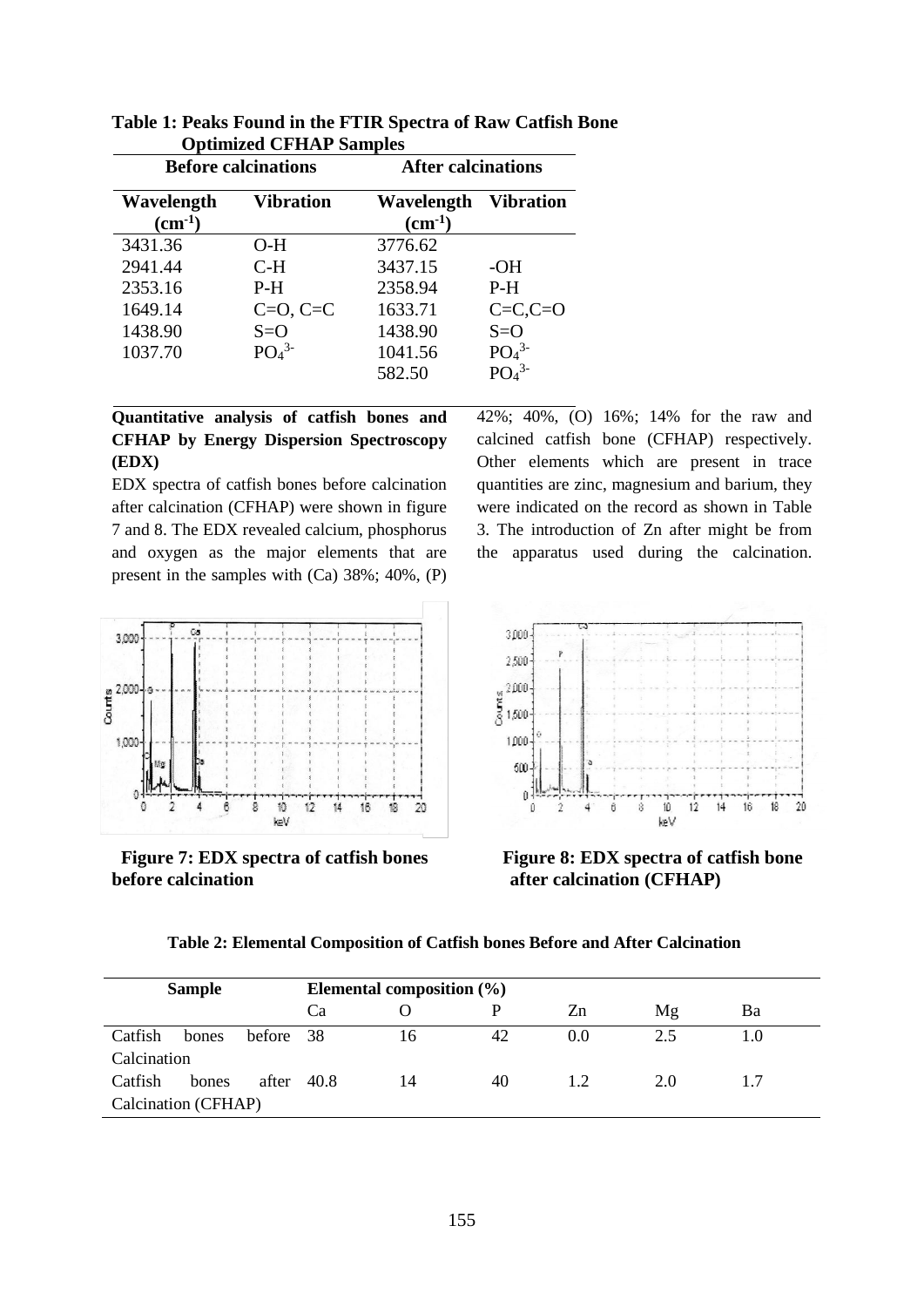**Table 1: Peaks Found in the FTIR Spectra of Raw Catfish Bone Optimized CFHAP Samples**

| Before calcinations | | After calcinations | |
|---|---|---|---|
| Wavelength ($cm^{-1}$) | Vibration | Wavelength ($cm^{-1}$) | Vibration |
| 3431.36 | O-H | 3776.62 | |
| 2941.44 | C-H | 3437.15 | -OH |
| 2353.16 | P-H | 2358.94 | P-H |
| 1649.14 | C=O, C=C | 1633.71 | C=C,C=O |
| 1438.90 | S=O | 1438.90 | S=O |
| 1037.70 | $PO_4^{3-}$ | 1041.56 | $PO_4^{3-}$ |
| | | 582.50 | $PO_4^{3-}$ |

**Quantitative analysis of catfish bones and CFHAP by Energy Dispersion Spectroscopy (EDX)**

EDX spectra of catfish bones before calcination after calcination (CFHAP) were shown in figure 7 and 8. The EDX revealed calcium, phosphorus and oxygen as the major elements that are present in the samples with (Ca) 38%; 40%, (P) 42%; 40%, (O) 16%; 14% for the raw and calcined catfish bone (CFHAP) respectively. Other elements which are present in trace quantities are zinc, magnesium and barium, they were indicated on the record as shown in Table 3. The introduction of Zn after might be from the apparatus used during the calcination.

**Figure 7: EDX spectra of catfish bones before calcination**

**Figure 8: EDX spectra of catfish bone after calcination (CFHAP)**

**Table 2: Elemental Composition of Catfish bones Before and After Calcination**

| Sample | Elemental composition (%) | | | | | |
|---|---|---|---|---|---|---|
| | Ca | O | P | Zn | Mg | Ba |
| Catfish bones before Calcination | 38 | 16 | 42 | 0.0 | 2.5 | 1.0 |
| Catfish bones after Calcination (CFHAP) | 40.8 | 14 | 40 | 1.2 | 2.0 | 1.7 |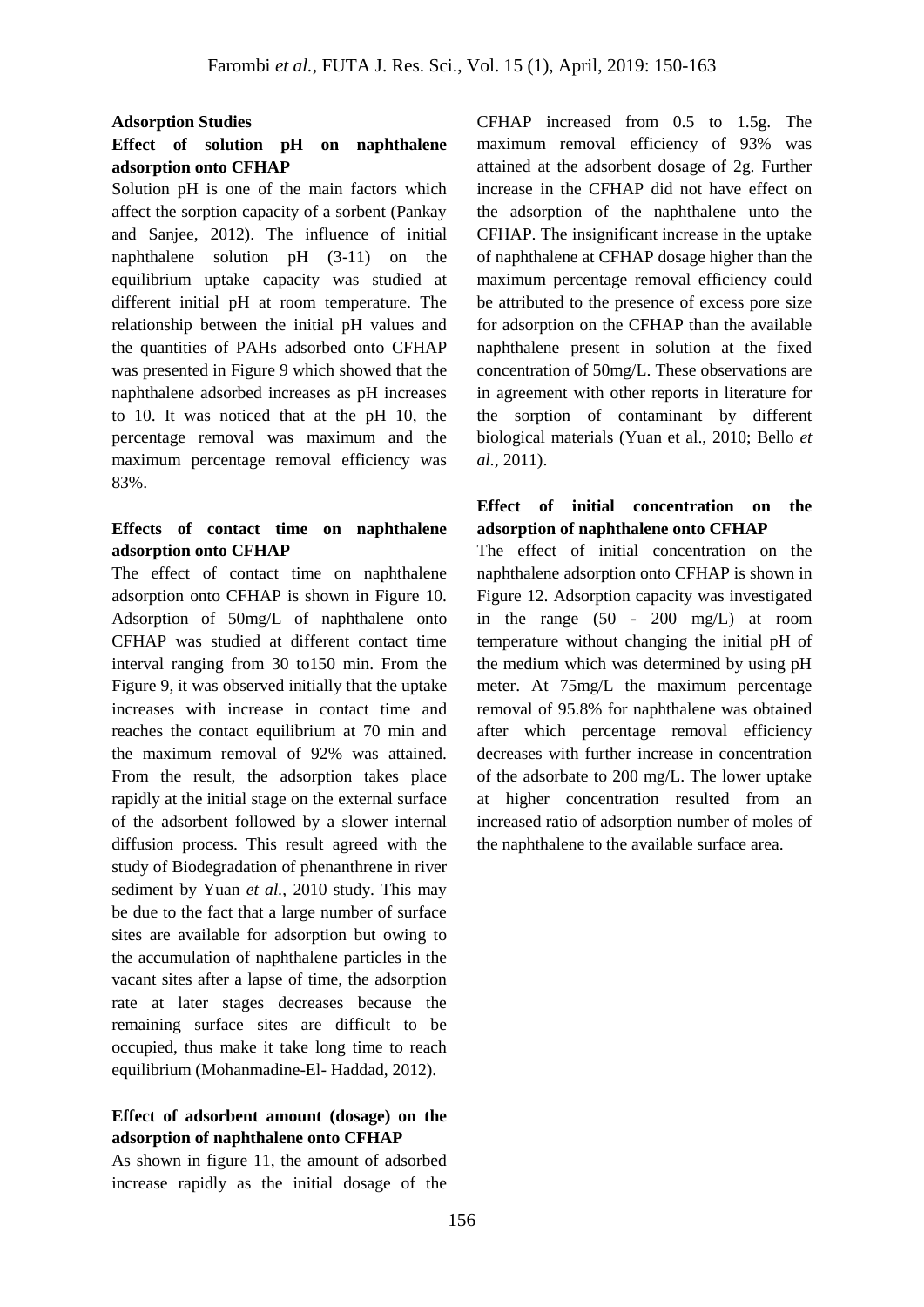### Adsorption Studies

#### Effect of solution pH on naphthalene adsorption onto CFHAP

Solution pH is one of the main factors which affect the sorption capacity of a sorbent (Pankay and Sanjee, 2012). The influence of initial naphthalene solution pH (3-11) on the equilibrium uptake capacity was studied at different initial pH at room temperature. The relationship between the initial pH values and the quantities of PAHs adsorbed onto CFHAP was presented in Figure 9 which showed that the naphthalene adsorbed increases as pH increases to 10. It was noticed that at the pH 10, the percentage removal was maximum and the maximum percentage removal efficiency was 83%.

#### Effects of contact time on naphthalene adsorption onto CFHAP

The effect of contact time on naphthalene adsorption onto CFHAP is shown in Figure 10. Adsorption of 50mg/L of naphthalene onto CFHAP was studied at different contact time interval ranging from 30 to150 min. From the Figure 9, it was observed initially that the uptake increases with increase in contact time and reaches the contact equilibrium at 70 min and the maximum removal of 92% was attained. From the result, the adsorption takes place rapidly at the initial stage on the external surface of the adsorbent followed by a slower internal diffusion process. This result agreed with the study of Biodegradation of phenanthrene in river sediment by Yuan *et al.*, 2010 study. This may be due to the fact that a large number of surface sites are available for adsorption but owing to the accumulation of naphthalene particles in the vacant sites after a lapse of time, the adsorption rate at later stages decreases because the remaining surface sites are difficult to be occupied, thus make it take long time to reach equilibrium (Mohanmadine-El- Haddad, 2012).

#### Effect of adsorbent amount (dosage) on the adsorption of naphthalene onto CFHAP

As shown in figure 11, the amount of adsorbed increase rapidly as the initial dosage of the CFHAP increased from 0.5 to 1.5g. The maximum removal efficiency of 93% was attained at the adsorbent dosage of 2g. Further increase in the CFHAP did not have effect on the adsorption of the naphthalene unto the CFHAP. The insignificant increase in the uptake of naphthalene at CFHAP dosage higher than the maximum percentage removal efficiency could be attributed to the presence of excess pore size for adsorption on the CFHAP than the available naphthalene present in solution at the fixed concentration of 50mg/L. These observations are in agreement with other reports in literature for the sorption of contaminant by different biological materials (Yuan et al., 2010; Bello *et al.*, 2011).

#### Effect of initial concentration on the adsorption of naphthalene onto CFHAP

The effect of initial concentration on the naphthalene adsorption onto CFHAP is shown in Figure 12. Adsorption capacity was investigated in the range (50 - 200 mg/L) at room temperature without changing the initial pH of the medium which was determined by using pH meter. At 75mg/L the maximum percentage removal of 95.8% for naphthalene was obtained after which percentage removal efficiency decreases with further increase in concentration of the adsorbate to 200 mg/L. The lower uptake at higher concentration resulted from an increased ratio of adsorption number of moles of the naphthalene to the available surface area.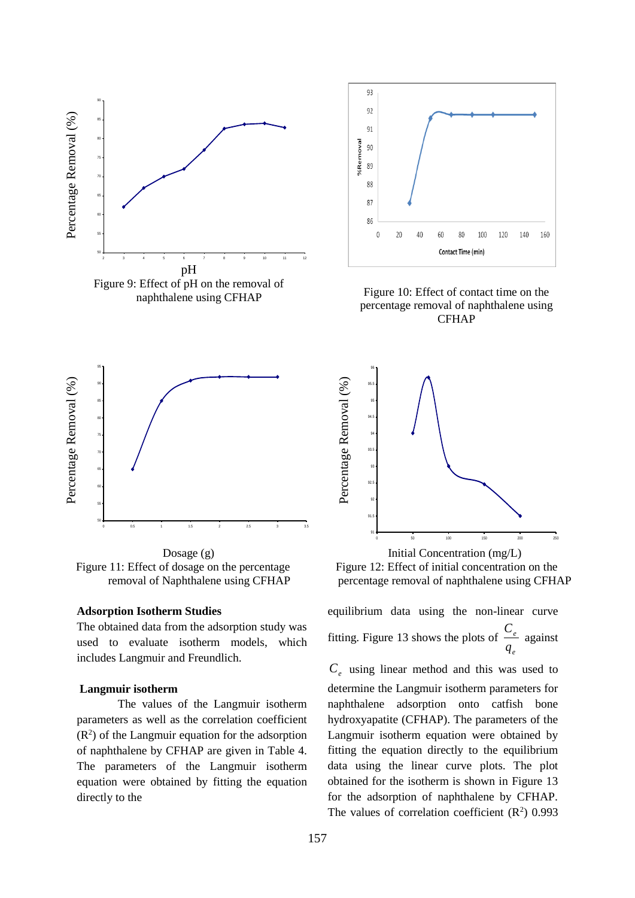Figure 9: Effect of pH on the removal of naphthalene using CFHAP

Figure 10: Effect of contact time on the percentage removal of naphthalene using CFHAP

Figure 11: Effect of dosage on the percentage removal of Naphthalene using CFHAP

Figure 12: Effect of initial concentration on the percentage removal of naphthalene using CFHAP

### Adsorption Isotherm Studies

The obtained data from the adsorption study was used to evaluate isotherm models, which includes Langmuir and Freundlich.

### Langmuir isotherm

The values of the Langmuir isotherm parameters as well as the correlation coefficient ($R^2$) of the Langmuir equation for the adsorption of naphthalene by CFHAP are given in Table 4. The parameters of the Langmuir isotherm equation were obtained by fitting the equation directly to the equilibrium data using the non-linear curve fitting. Figure 13 shows the plots of $\frac{C_e}{q_e}$ against $C_e$ using linear method and this was used to determine the Langmuir isotherm parameters for naphthalene adsorption onto catfish bone hydroxyapatite (CFHAP). The parameters of the Langmuir isotherm equation were obtained by fitting the equation directly to the equilibrium data using the linear curve plots. The plot obtained for the isotherm is shown in Figure 13 for the adsorption of naphthalene by CFHAP. The values of correlation coefficient ($R^2$) 0.993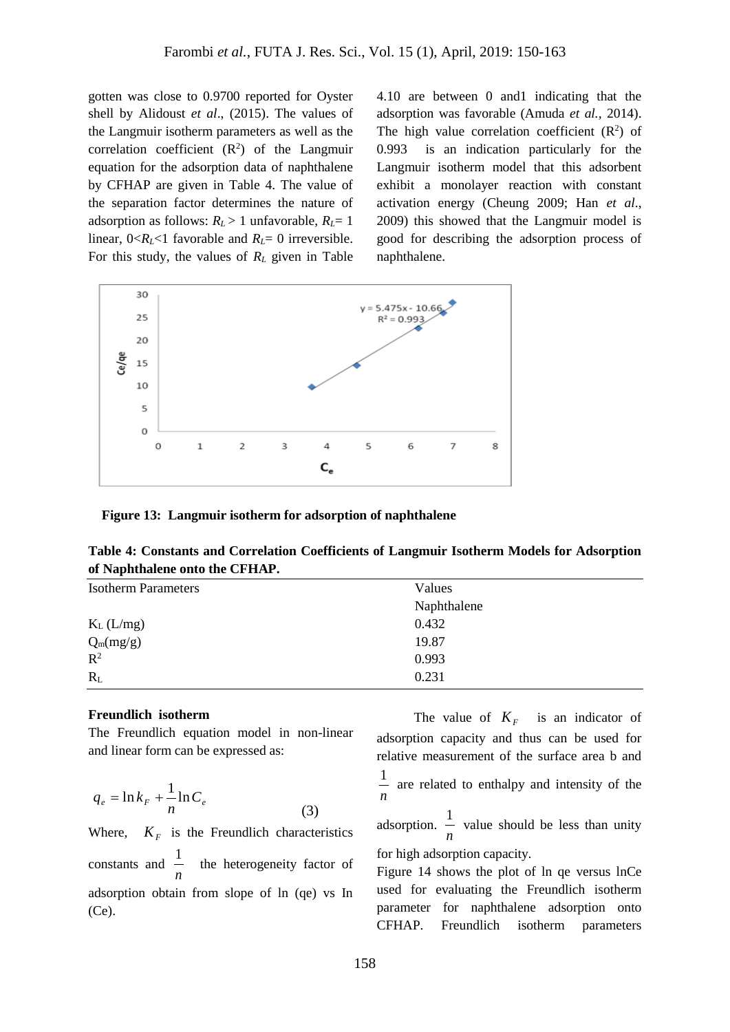gotten was close to 0.9700 reported for Oyster shell by Alidoust *et al*., (2015). The values of the Langmuir isotherm parameters as well as the correlation coefficient ($R^2$) of the Langmuir equation for the adsorption data of naphthalene by CFHAP are given in Table 4. The value of the separation factor determines the nature of adsorption as follows: $R_L > 1$ unfavorable, $R_L = 1$ linear, $0<R_L<1$ favorable and $R_L = 0$ irreversible. For this study, the values of $R_L$ given in Table 4.10 are between 0 and1 indicating that the adsorption was favorable (Amuda *et al.,* 2014). The high value correlation coefficient ($R^2$) of 0.993 is an indication particularly for the Langmuir isotherm model that this adsorbent exhibit a monolayer reaction with constant activation energy (Cheung 2009; Han *et al*., 2009) this showed that the Langmuir model is good for describing the adsorption process of naphthalene.

**Figure 13: Langmuir isotherm for adsorption of naphthalene**

**Table 4: Constants and Correlation Coefficients of Langmuir Isotherm Models for Adsorption of Naphthalene onto the CFHAP.**

| Isotherm Parameters | Values |
|---|---|
| | Naphthalene |
| $K_L$ (L/mg) | 0.432 |
| $Q_m$(mg/g) | 19.87 |
| $R^2$ | 0.993 |
| $R_L$ | 0.231 |

**Freundlich isotherm**

The Freundlich equation model in non-linear and linear form can be expressed as:

$$q_e = \ln k_F + \frac{1}{n}\ln C_e \tag{3}$$

Where, $K_F$ is the Freundlich characteristics constants and $\frac{1}{n}$ the heterogeneity factor of adsorption obtain from slope of ln (qe) vs In (Ce).

The value of $K_F$ is an indicator of adsorption capacity and thus can be used for relative measurement of the surface area b and $\frac{1}{n}$ are related to enthalpy and intensity of the adsorption. $\frac{1}{n}$ value should be less than unity for high adsorption capacity.

Figure 14 shows the plot of ln qe versus lnCe used for evaluating the Freundlich isotherm parameter for naphthalene adsorption onto CFHAP. Freundlich isotherm parameters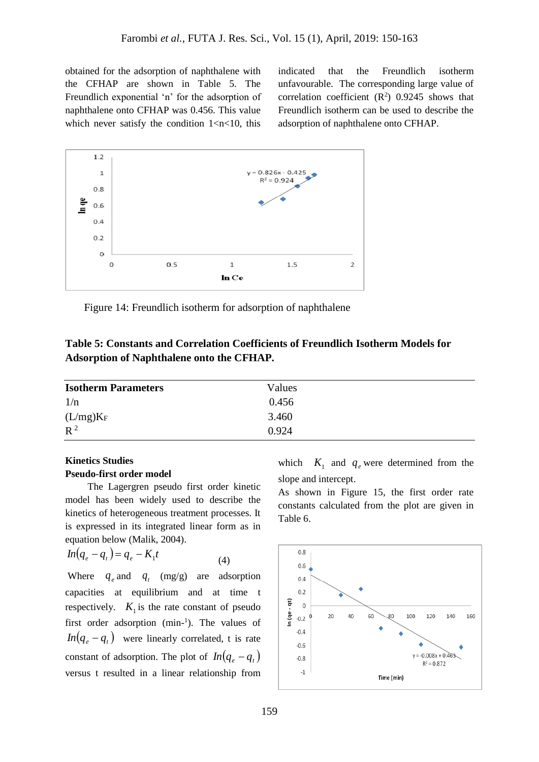obtained for the adsorption of naphthalene with the CFHAP are shown in Table 5. The Freundlich exponential 'n' for the adsorption of naphthalene onto CFHAP was 0.456. This value which never satisfy the condition 1<n<10, this indicated that the Freundlich isotherm unfavourable. The corresponding large value of correlation coefficient ($R^2$) 0.9245 shows that Freundlich isotherm can be used to describe the adsorption of naphthalene onto CFHAP.

Figure 14: Freundlich isotherm for adsorption of naphthalene

**Table 5: Constants and Correlation Coefficients of Freundlich Isotherm Models for Adsorption of Naphthalene onto the CFHAP.**

| Isotherm Parameters | Values |
|---|---|
| 1/n | 0.456 |
| (L/mg)$K_F$ | 3.460 |
| $R^2$ | 0.924 |

### Kinetics Studies

#### Pseudo-first order model

The Lagergren pseudo first order kinetic model has been widely used to describe the kinetics of heterogeneous treatment processes. It is expressed in its integrated linear form as in equation below (Malik, 2004).

$$In(q_e - q_t) = q_e - K_1 t \quad (4)$$

Where $q_e$ and $q_t$ (mg/g) are adsorption capacities at equilibrium and at time t respectively. $K_1$ is the rate constant of pseudo first order adsorption (min$^{-1}$). The values of $In(q_e - q_t)$ were linearly correlated, t is rate constant of adsorption. The plot of $In(q_e - q_t)$ versus t resulted in a linear relationship from which $K_1$ and $q_e$ were determined from the slope and intercept.

As shown in Figure 15, the first order rate constants calculated from the plot are given in Table 6.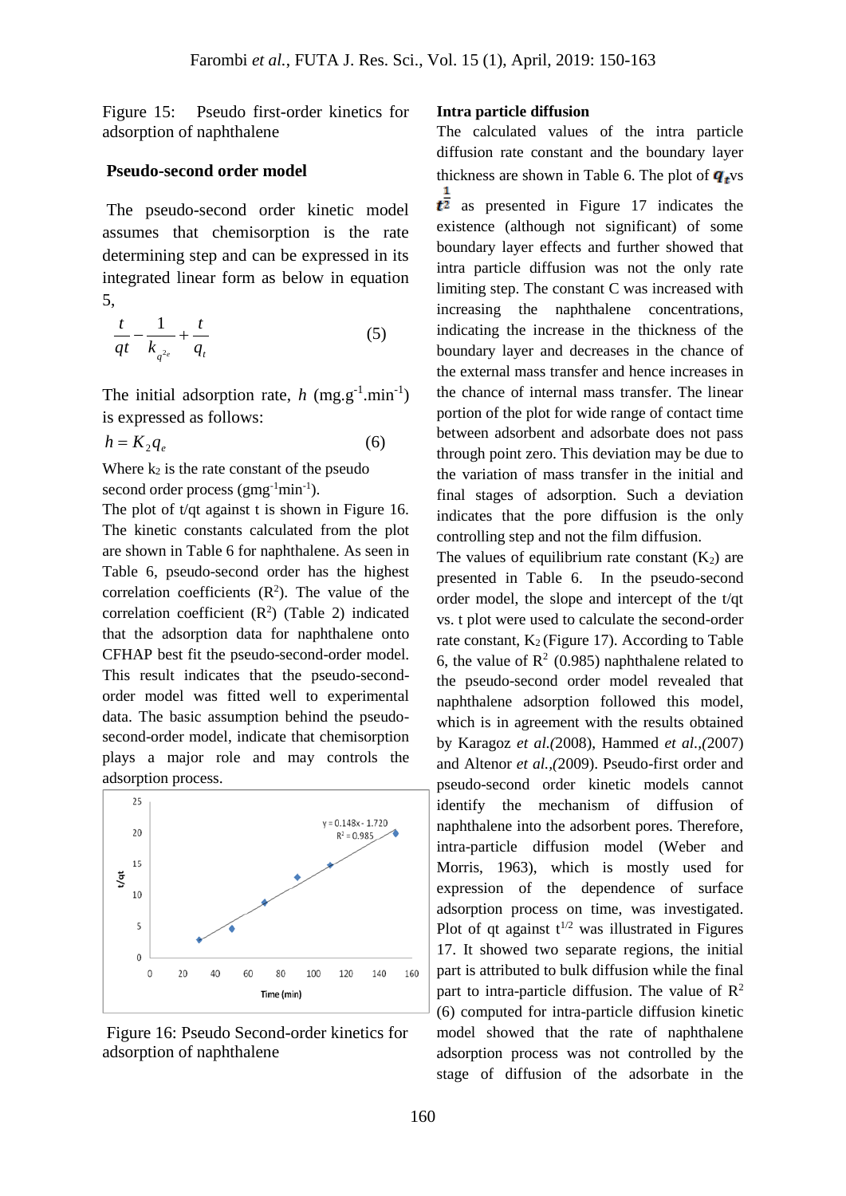Figure 15: Pseudo first-order kinetics for adsorption of naphthalene

### Pseudo-second order model

The pseudo-second order kinetic model assumes that chemisorption is the rate determining step and can be expressed in its integrated linear form as below in equation 5,

$$\frac{t}{qt} - \frac{1}{k_{q^2e}} + \frac{t}{q_t} \quad (5)$$

The initial adsorption rate, $h$ (mg.g$^{-1}$.min$^{-1}$) is expressed as follows:

$$h = K_2 q_e \quad (6)$$

Where $k_2$ is the rate constant of the pseudo second order process (gmg$^{-1}$min$^{-1}$).

The plot of t/qt against t is shown in Figure 16. The kinetic constants calculated from the plot are shown in Table 6 for naphthalene. As seen in Table 6, pseudo-second order has the highest correlation coefficients ($R^2$). The value of the correlation coefficient ($R^2$) (Table 2) indicated that the adsorption data for naphthalene onto CFHAP best fit the pseudo-second-order model. This result indicates that the pseudo-second-order model was fitted well to experimental data. The basic assumption behind the pseudo-second-order model, indicate that chemisorption plays a major role and may controls the adsorption process.

Figure 16: Pseudo Second-order kinetics for adsorption of naphthalene

### Intra particle diffusion

The calculated values of the intra particle diffusion rate constant and the boundary layer thickness are shown in Table 6. The plot of $q_t$ vs $t^{\frac{1}{2}}$ as presented in Figure 17 indicates the existence (although not significant) of some boundary layer effects and further showed that intra particle diffusion was not the only rate limiting step. The constant C was increased with increasing the naphthalene concentrations, indicating the increase in the thickness of the boundary layer and decreases in the chance of the external mass transfer and hence increases in the chance of internal mass transfer. The linear portion of the plot for wide range of contact time between adsorbent and adsorbate does not pass through point zero. This deviation may be due to the variation of mass transfer in the initial and final stages of adsorption. Such a deviation indicates that the pore diffusion is the only controlling step and not the film diffusion.

The values of equilibrium rate constant ($K_2$) are presented in Table 6. In the pseudo-second order model, the slope and intercept of the t/qt vs. t plot were used to calculate the second-order rate constant, $K_2$ (Figure 17). According to Table 6, the value of $R^2$ (0.985) naphthalene related to the pseudo-second order model revealed that naphthalene adsorption followed this model, which is in agreement with the results obtained by Karagoz *et al.*(2008), Hammed *et al.,*(2007) and Altenor *et al.,*(2009). Pseudo-first order and pseudo-second order kinetic models cannot identify the mechanism of diffusion of naphthalene into the adsorbent pores. Therefore, intra-particle diffusion model (Weber and Morris, 1963), which is mostly used for expression of the dependence of surface adsorption process on time, was investigated. Plot of qt against $t^{1/2}$ was illustrated in Figures 17. It showed two separate regions, the initial part is attributed to bulk diffusion while the final part to intra-particle diffusion. The value of $R^2$ (6) computed for intra-particle diffusion kinetic model showed that the rate of naphthalene adsorption process was not controlled by the stage of diffusion of the adsorbate in the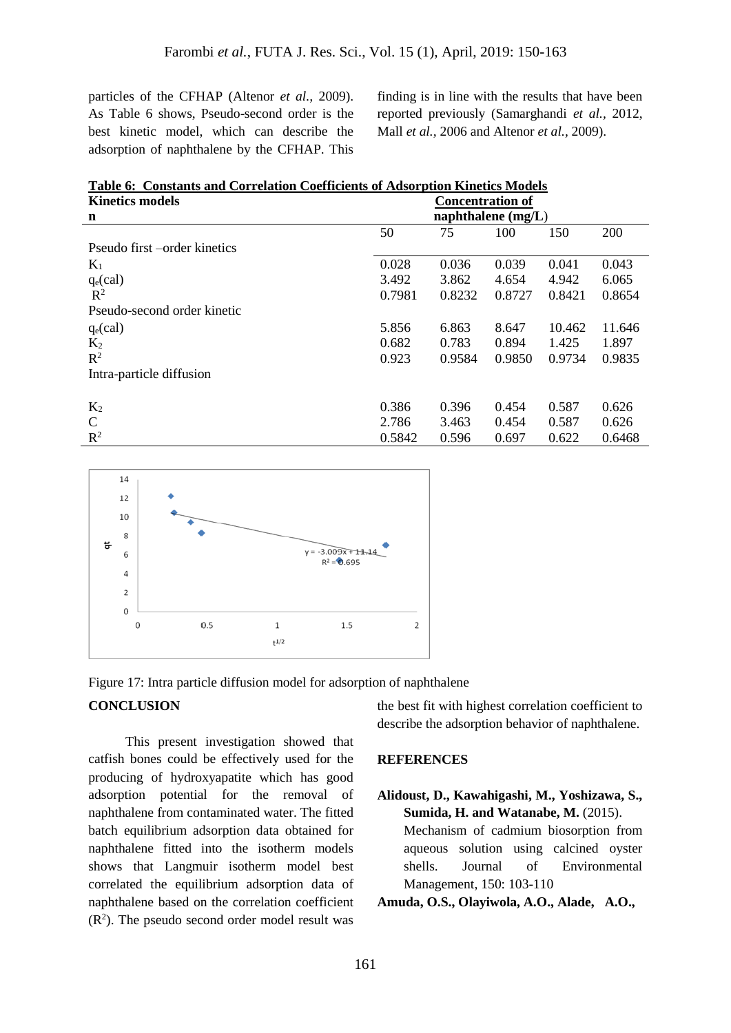particles of the CFHAP (Altenor *et al.*, 2009). As Table 6 shows, Pseudo-second order is the best kinetic model, which can describe the adsorption of naphthalene by the CFHAP. This finding is in line with the results that have been reported previously (Samarghandi *et al.*, 2012, Mall *et al.*, 2006 and Altenor *et al.*, 2009).

**Table 6: Constants and Correlation Coefficients of Adsorption Kinetics Models**

| Kinetics models n | Concentration of naphthalene (mg/L) | | | | |
|---|---|---|---|---|---|
| | 50 | 75 | 100 | 150 | 200 |
| Pseudo first –order kinetics | | | | | |
| $K_1$ | 0.028 | 0.036 | 0.039 | 0.041 | 0.043 |
| $q_e$(cal) | 3.492 | 3.862 | 4.654 | 4.942 | 6.065 |
| $R^2$ | 0.7981 | 0.8232 | 0.8727 | 0.8421 | 0.8654 |
| Pseudo-second order kinetic | | | | | |
| $q_e$(cal) | 5.856 | 6.863 | 8.647 | 10.462 | 11.646 |
| $K_2$ | 0.682 | 0.783 | 0.894 | 1.425 | 1.897 |
| $R^2$ | 0.923 | 0.9584 | 0.9850 | 0.9734 | 0.9835 |
| Intra-particle diffusion | | | | | |
| $K_2$ | 0.386 | 0.396 | 0.454 | 0.587 | 0.626 |
| C | 2.786 | 3.463 | 0.454 | 0.587 | 0.626 |
| $R^2$ | 0.5842 | 0.596 | 0.697 | 0.622 | 0.6468 |

Figure 17: Intra particle diffusion model for adsorption of naphthalene

## CONCLUSION

This present investigation showed that catfish bones could be effectively used for the producing of hydroxyapatite which has good adsorption potential for the removal of naphthalene from contaminated water. The fitted batch equilibrium adsorption data obtained for naphthalene fitted into the isotherm models shows that Langmuir isotherm model best correlated the equilibrium adsorption data of naphthalene based on the correlation coefficient ($R^2$). The pseudo second order model result was the best fit with highest correlation coefficient to describe the adsorption behavior of naphthalene.

## REFERENCES

**Alidoust, D., Kawahigashi, M., Yoshizawa, S., Sumida, H. and Watanabe, M.** (2015). Mechanism of cadmium biosorption from aqueous solution using calcined oyster shells. Journal of Environmental Management, 150: 103-110

**Amuda, O.S., Olayiwola, A.O., Alade, A.O.,**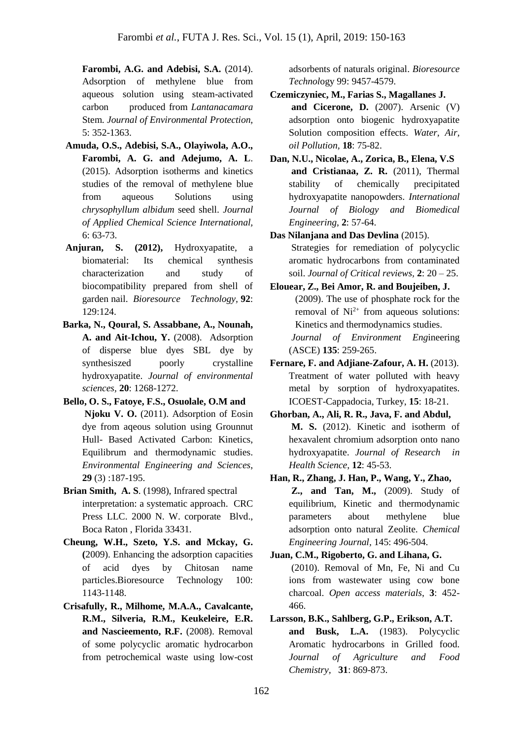**Farombi, A.G. and Adebisi, S.A.** (2014). Adsorption of methylene blue from aqueous solution using steam-activated carbon produced from *Lantanacamara* Stem. *Journal of Environmental Protection,* 5: 352-1363.

**Amuda, O.S., Adebisi, S.A., Olayiwola, A.O., Farombi, A. G. and Adejumo, A. L**. (2015). Adsorption isotherms and kinetics studies of the removal of methylene blue from aqueous Solutions using *chrysophyllum albidum* seed shell. *Journal of Applied Chemical Science International,* 6: 63-73.

**Anjuran, S. (2012),** Hydroxyapatite, a biomaterial: Its chemical synthesis characterization and study of biocompatibility prepared from shell of garden nail. *Bioresource Technology,* **92**: 129:124.

**Barka, N., Qoural, S. Assabbane, A., Nounah, A. and Ait-Ichou, Y.** (2008). Adsorption of disperse blue dyes SBL dye by synthesiszed poorly crystalline hydroxyapatite. *Journal of environmental sciences,* **20**: 1268-1272.

**Bello, O. S., Fatoye, F.S., Osuolale, O.M and Njoku V. O.** (2011). Adsorption of Eosin dye from aqeous solution using Grounnut Hull- Based Activated Carbon: Kinetics, Equilibrum and thermodynamic studies. *Environmental Engineering and Sciences*, **29** (3) :187-195.

**Brian Smith, A. S**. (1998), Infrared spectral interpretation: a systematic approach. CRC Press LLC. 2000 N. W. corporate Blvd., Boca Raton , Florida 33431.

**Cheung, W.H., Szeto, Y.S. and Mckay, G.** (2009). Enhancing the adsorption capacities of acid dyes by Chitosan name particles.Bioresource Technology 100: 1143-1148.

**Crisafully, R., Milhome, M.A.A., Cavalcante, R.M., Silveria, R.M., Keukeleire, E.R. and Nascieemento, R.F.** (2008). Removal of some polycyclic aromatic hydrocarbon from petrochemical waste using low-cost adsorbents of naturals original. *Bioresource Technol*ogy 99: 9457-4579.

**Czemiczyniec, M., Farias S., Magallanes J. and Cicerone, D.** (2007). Arsenic (V) adsorption onto biogenic hydroxyapatite Solution composition effects. *Water, Air, oil Pollution,* **18**: 75-82.

**Dan, N.U., Nicolae, A., Zorica, B., Elena, V.S and Cristianaa, Z. R.** (2011), Thermal stability of chemically precipitated hydroxyapatite nanopowders. *International Journal of Biology and Biomedical Engineering,* **2**: 57-64.

**Das Nilanjana and Das Devlina** (2015). Strategies for remediation of polycyclic aromatic hydrocarbons from contaminated soil. *Journal of Critical reviews,* **2**: 20 – 25.

**Elouear, Z., Bei Amor, R. and Boujeiben, J.** (2009). The use of phosphate rock for the removal of $Ni^{2+}$ from aqueous solutions: Kinetics and thermodynamics studies. *Journal of Environment Eng*ineering (ASCE) **135**: 259-265.

**Fernare, F. and Adjiane-Zafour, A. H.** (2013). Treatment of water polluted with heavy metal by sorption of hydroxyapatites. ICOEST-Cappadocia, Turkey, **15**: 18-21.

**Ghorban, A., Ali, R. R., Java, F. and Abdul, M. S.** (2012). Kinetic and isotherm of hexavalent chromium adsorption onto nano hydroxyapatite. *Journal of Research in Health Science*, **12**: 45-53.

**Han, R., Zhang, J. Han, P., Wang, Y., Zhao, Z., and Tan, M.,** (2009). Study of equilibrium, Kinetic and thermodynamic parameters about methylene blue adsorption onto natural Zeolite. *Chemical Engineering Journal,* 145: 496-504.

**Juan, C.M., Rigoberto, G. and Lihana, G.** (2010). Removal of Mn, Fe, Ni and Cu ions from wastewater using cow bone charcoal. *Open access materials*, **3**: 452-466.

**Larsson, B.K., Sahlberg, G.P., Erikson, A.T. and Busk, L.A.** (1983). Polycyclic Aromatic hydrocarbons in Grilled food. *Journal of Agriculture and Food Chemistry,* **31**: 869-873.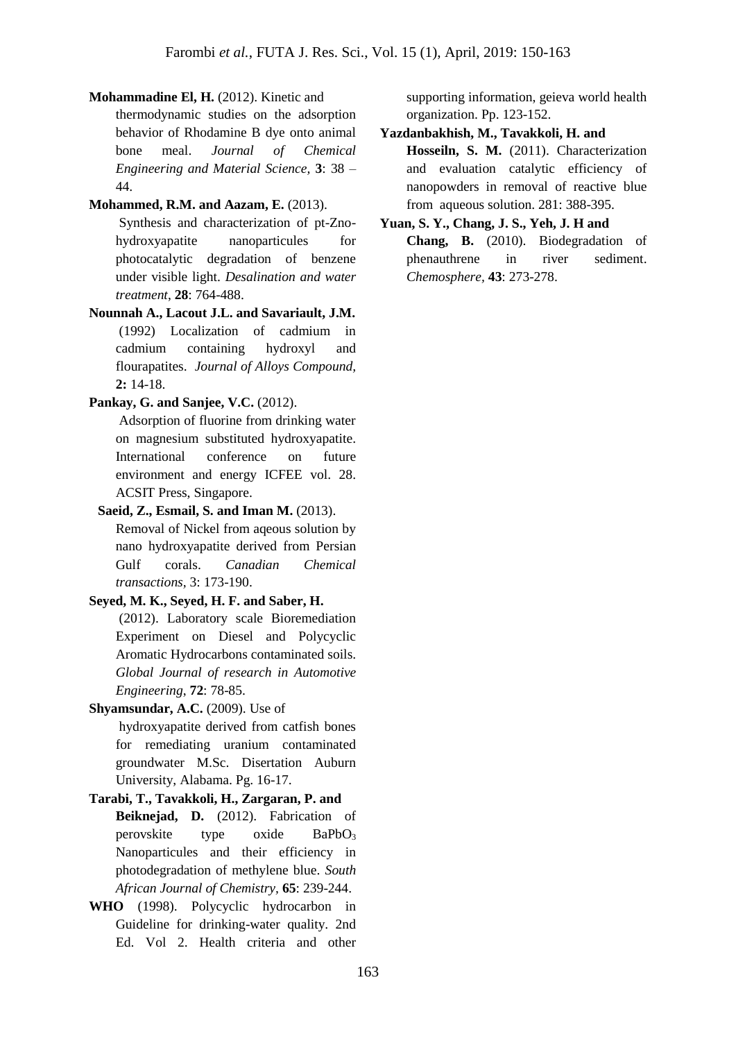**Mohammadine El, H.** (2012). Kinetic and thermodynamic studies on the adsorption behavior of Rhodamine B dye onto animal bone meal. *Journal of Chemical Engineering and Material Science,* **3**: 38 – 44.

**Mohammed, R.M. and Aazam, E.** (2013). Synthesis and characterization of pt-Zno-hydroxyapatite nanoparticules for photocatalytic degradation of benzene under visible light. *Desalination and water treatment*, **28**: 764-488.

**Nounnah A., Lacout J.L. and Savariault, J.M.** (1992) Localization of cadmium in cadmium containing hydroxyl and flourapatites. *Journal of Alloys Compound,* **2:** 14-18.

**Pankay, G. and Sanjee, V.C.** (2012). Adsorption of fluorine from drinking water on magnesium substituted hydroxyapatite. International conference on future environment and energy ICFEE vol. 28. ACSIT Press, Singapore.

**Saeid, Z., Esmail, S. and Iman M.** (2013). Removal of Nickel from aqeous solution by nano hydroxyapatite derived from Persian Gulf corals. *Canadian Chemical transactions*, 3: 173-190.

**Seyed, M. K., Seyed, H. F. and Saber, H.** (2012). Laboratory scale Bioremediation Experiment on Diesel and Polycyclic Aromatic Hydrocarbons contaminated soils. *Global Journal of research in Automotive Engineering*, **72**: 78-85.

**Shyamsundar, A.C.** (2009). Use of hydroxyapatite derived from catfish bones for remediating uranium contaminated groundwater M.Sc. Disertation Auburn University, Alabama. Pg. 16-17.

**Tarabi, T., Tavakkoli, H., Zargaran, P. and Beiknejad, D.** (2012). Fabrication of perovskite type oxide $BaPbO_3$ Nanoparticules and their efficiency in photodegradation of methylene blue. *South African Journal of Chemistry*, **65**: 239-244.

**WHO** (1998). Polycyclic hydrocarbon in Guideline for drinking-water quality. 2nd Ed. Vol 2. Health criteria and other supporting information, geieva world health organization. Pp. 123-152.

**Yazdanbakhish, M., Tavakkoli, H. and Hosseiln, S. M.** (2011). Characterization and evaluation catalytic efficiency of nanopowders in removal of reactive blue from aqueous solution. 281: 388-395.

**Yuan, S. Y., Chang, J. S., Yeh, J. H and Chang, B.** (2010). Biodegradation of phenauthrene in river sediment. *Chemosphere,* **43**: 273-278.